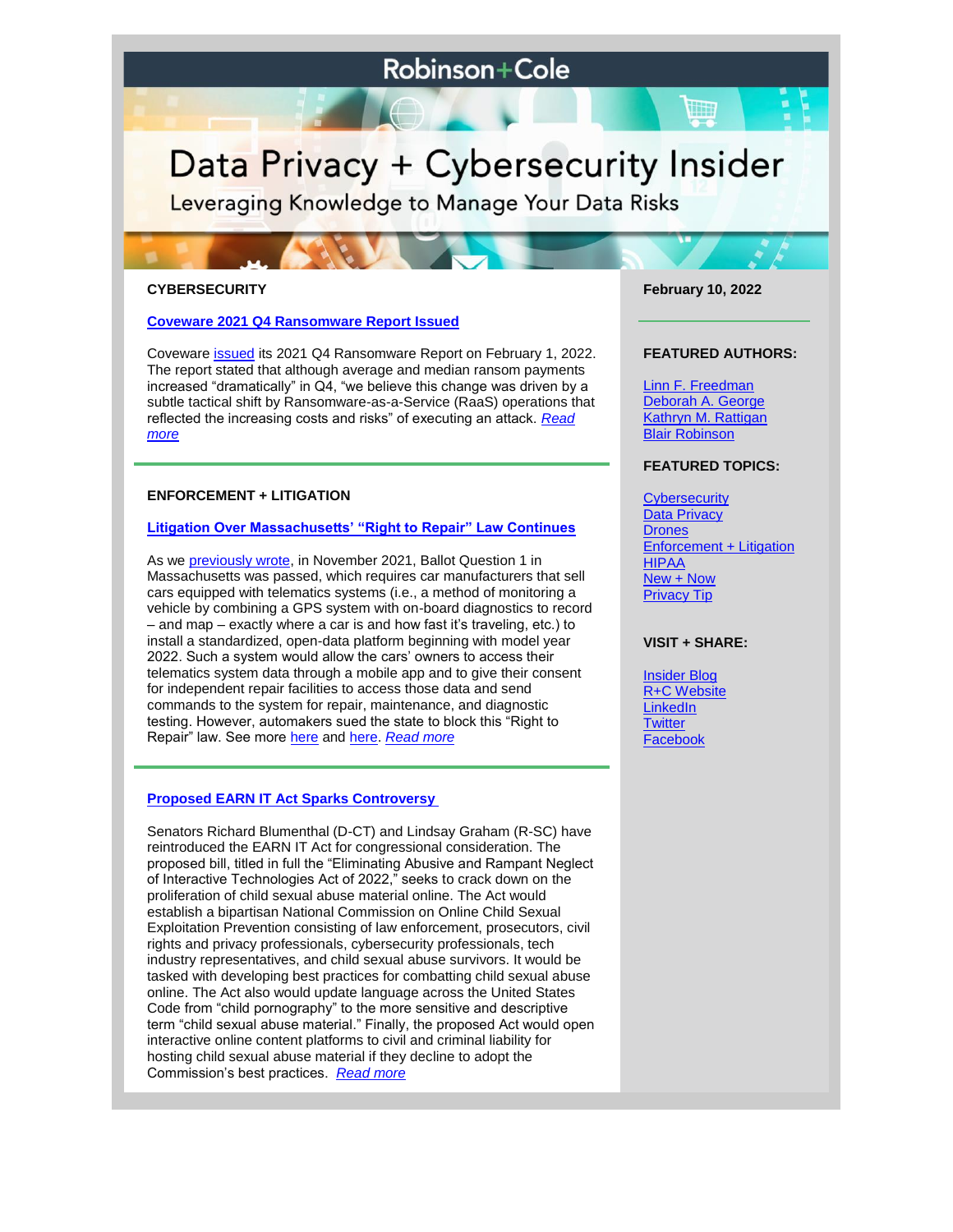# Robinson+Cole

# Data Privacy + Cybersecurity Insider

Leveraging Knowledge to Manage Your Data Risks

## CYBERSECURITY

### Coveware 2021 Q4 Ransomware Report Issued

Coveware issued its 2021 Q4 Ransomware Report on February 1, 2022. The report stated that although average and median ransom payments increased "dramatically" in Q4, "we believe this change was driven by a subtle tactical shift by Ransomware-as-a-Service (RaaS) operations that reflected the increasing costs and risks" of executing an attack. *Read more*

## ENFORCEMENT + LITIGATION

### Litigation Over Massachusetts' "Right to Repair" Law Continues

As we previously wrote, in November 2021, Ballot Question 1 in Massachusetts was passed, which requires car manufacturers that sell cars equipped with telematics systems (i.e., a method of monitoring a vehicle by combining a GPS system with on-board diagnostics to record – and map – exactly where a car is and how fast it's traveling, etc.) to install a standardized, open-data platform beginning with model year 2022. Such a system would allow the cars' owners to access their telematics system data through a mobile app and to give their consent for independent repair facilities to access those data and send commands to the system for repair, maintenance, and diagnostic testing. However, automakers sued the state to block this "Right to Repair" law. See more here and here. *Read more*

### Proposed EARN IT Act Sparks Controversy

Senators Richard Blumenthal (D-CT) and Lindsay Graham (R-SC) have reintroduced the EARN IT Act for congressional consideration. The proposed bill, titled in full the "Eliminating Abusive and Rampant Neglect of Interactive Technologies Act of 2022," seeks to crack down on the proliferation of child sexual abuse material online. The Act would establish a bipartisan National Commission on Online Child Sexual Exploitation Prevention consisting of law enforcement, prosecutors, civil rights and privacy professionals, cybersecurity professionals, tech industry representatives, and child sexual abuse survivors. It would be tasked with developing best practices for combatting child sexual abuse online. The Act also would update language across the United States Code from "child pornography" to the more sensitive and descriptive term "child sexual abuse material." Finally, the proposed Act would open interactive online content platforms to civil and criminal liability for hosting child sexual abuse material if they decline to adopt the Commission's best practices. *Read more*

**February 10, 2022**

**FEATURED AUTHORS:**

- Linn F. Freedman
- Deborah A. George
- Kathryn M. Rattigan
- Blair Robinson

**FEATURED TOPICS:**

- Cybersecurity
- Data Privacy
- Drones
- Enforcement + Litigation
- HIPAA
- New + Now
- Privacy Tip

**VISIT + SHARE:**

- Insider Blog
- R+C Website
- LinkedIn
- Twitter
- Facebook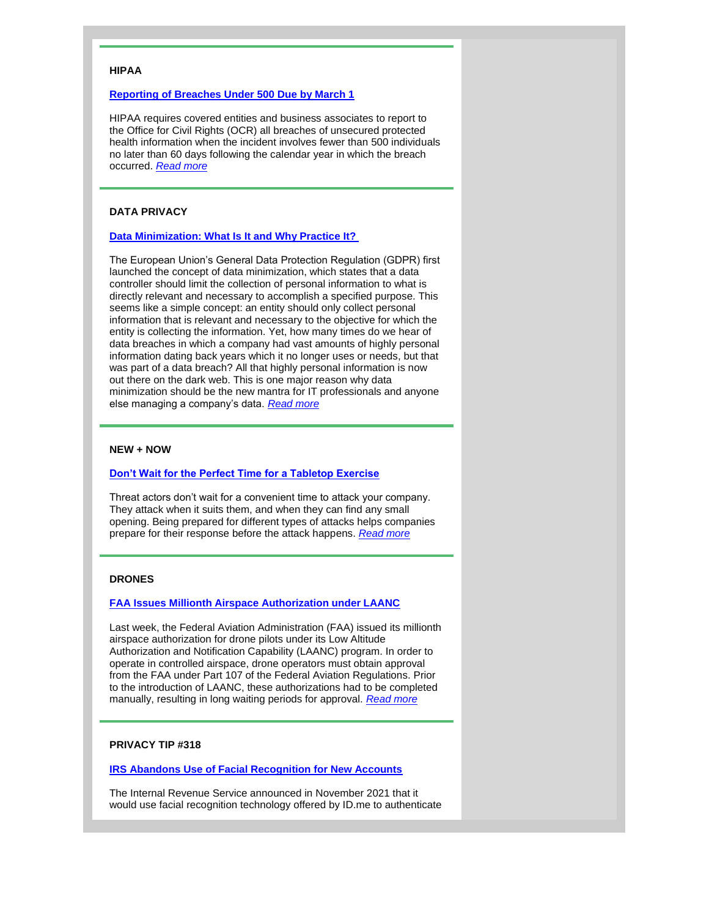---

**HIPAA**

**[Reporting of Breaches Under 500 Due by March 1](#)**

HIPAA requires covered entities and business associates to report to the Office for Civil Rights (OCR) all breaches of unsecured protected health information when the incident involves fewer than 500 individuals no later than 60 days following the calendar year in which the breach occurred. *[Read more](#)*

---

**DATA PRIVACY**

**[Data Minimization: What Is It and Why Practice It?](#)**

The European Union's General Data Protection Regulation (GDPR) first launched the concept of data minimization, which states that a data controller should limit the collection of personal information to what is directly relevant and necessary to accomplish a specified purpose. This seems like a simple concept: an entity should only collect personal information that is relevant and necessary to the objective for which the entity is collecting the information. Yet, how many times do we hear of data breaches in which a company had vast amounts of highly personal information dating back years which it no longer uses or needs, but that was part of a data breach? All that highly personal information is now out there on the dark web. This is one major reason why data minimization should be the new mantra for IT professionals and anyone else managing a company's data. *[Read more](#)*

---

**NEW + NOW**

**[Don't Wait for the Perfect Time for a Tabletop Exercise](#)**

Threat actors don't wait for a convenient time to attack your company. They attack when it suits them, and when they can find any small opening. Being prepared for different types of attacks helps companies prepare for their response before the attack happens. *[Read more](#)*

---

**DRONES**

**[FAA Issues Millionth Airspace Authorization under LAANC](#)**

Last week, the Federal Aviation Administration (FAA) issued its millionth airspace authorization for drone pilots under its Low Altitude Authorization and Notification Capability (LAANC) program. In order to operate in controlled airspace, drone operators must obtain approval from the FAA under Part 107 of the Federal Aviation Regulations. Prior to the introduction of LAANC, these authorizations had to be completed manually, resulting in long waiting periods for approval. *[Read more](#)*

---

**PRIVACY TIP #318**

**[IRS Abandons Use of Facial Recognition for New Accounts](#)**

The Internal Revenue Service announced in November 2021 that it would use facial recognition technology offered by ID.me to authenticate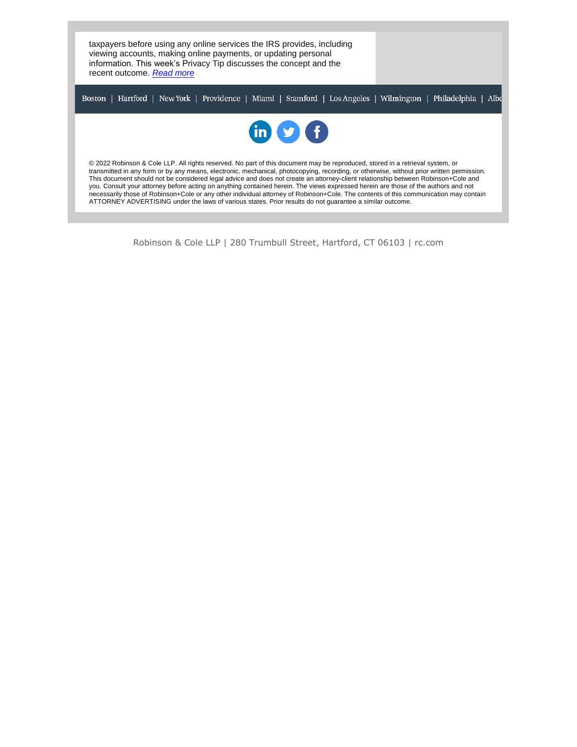taxpayers before using any online services the IRS provides, including viewing accounts, making online payments, or updating personal information. This week's Privacy Tip discusses the concept and the recent outcome. *Read more*

Boston | Hartford | New York | Providence | Miami | Stamford | Los Angeles | Wilmington | Philadelphia | Alba

© 2022 Robinson & Cole LLP. All rights reserved. No part of this document may be reproduced, stored in a retrieval system, or transmitted in any form or by any means, electronic, mechanical, photocopying, recording, or otherwise, without prior written permission. This document should not be considered legal advice and does not create an attorney-client relationship between Robinson+Cole and you. Consult your attorney before acting on anything contained herein. The views expressed herein are those of the authors and not necessarily those of Robinson+Cole or any other individual attorney of Robinson+Cole. The contents of this communication may contain ATTORNEY ADVERTISING under the laws of various states. Prior results do not guarantee a similar outcome.

Robinson & Cole LLP | 280 Trumbull Street, Hartford, CT 06103 | rc.com